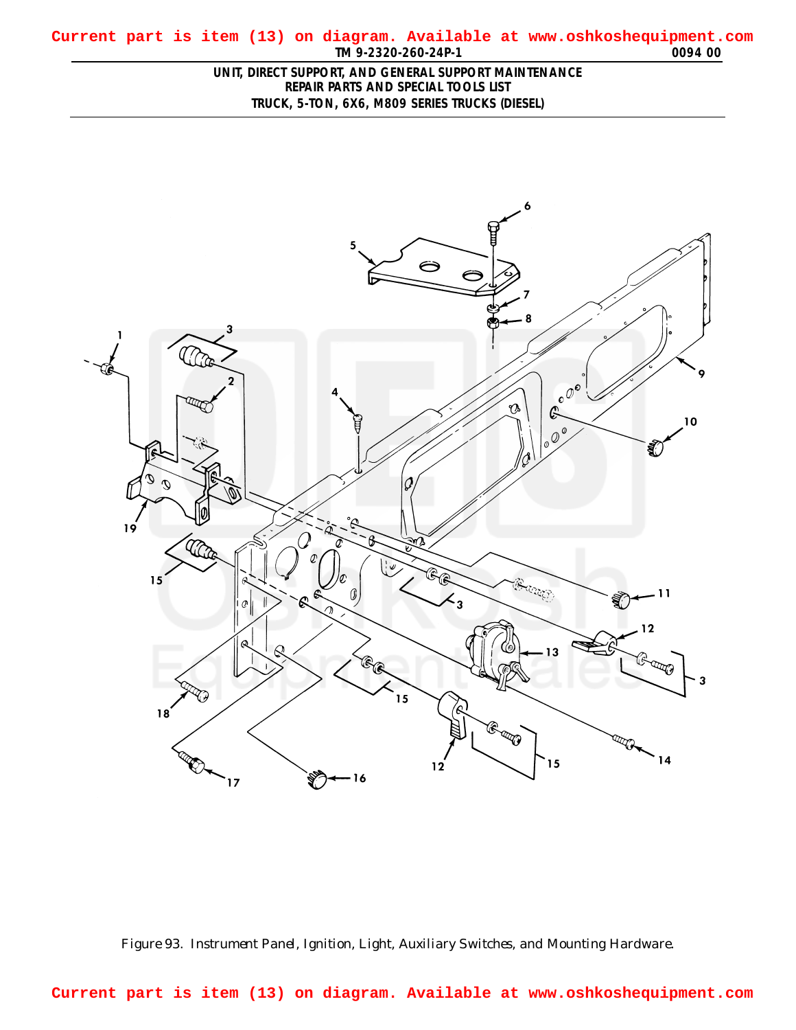Current part is item (13) on diagram. Available at www.oshkoshequipment.com

UNIT, DIRECT SUPPORT, AND GENERAL SUPPORT MAINTENANCE
REPAIR PARTS AND SPECIAL TOOLS LIST
TRUCK, 5-TON, 6X6, M809 SERIES TRUCKS (DIESEL)

Figure 93. Instrument Panel, Ignition, Light, Auxiliary Switches, and Mounting Hardware.

Current part is item (13) on diagram. Available at www.oshkoshequipment.com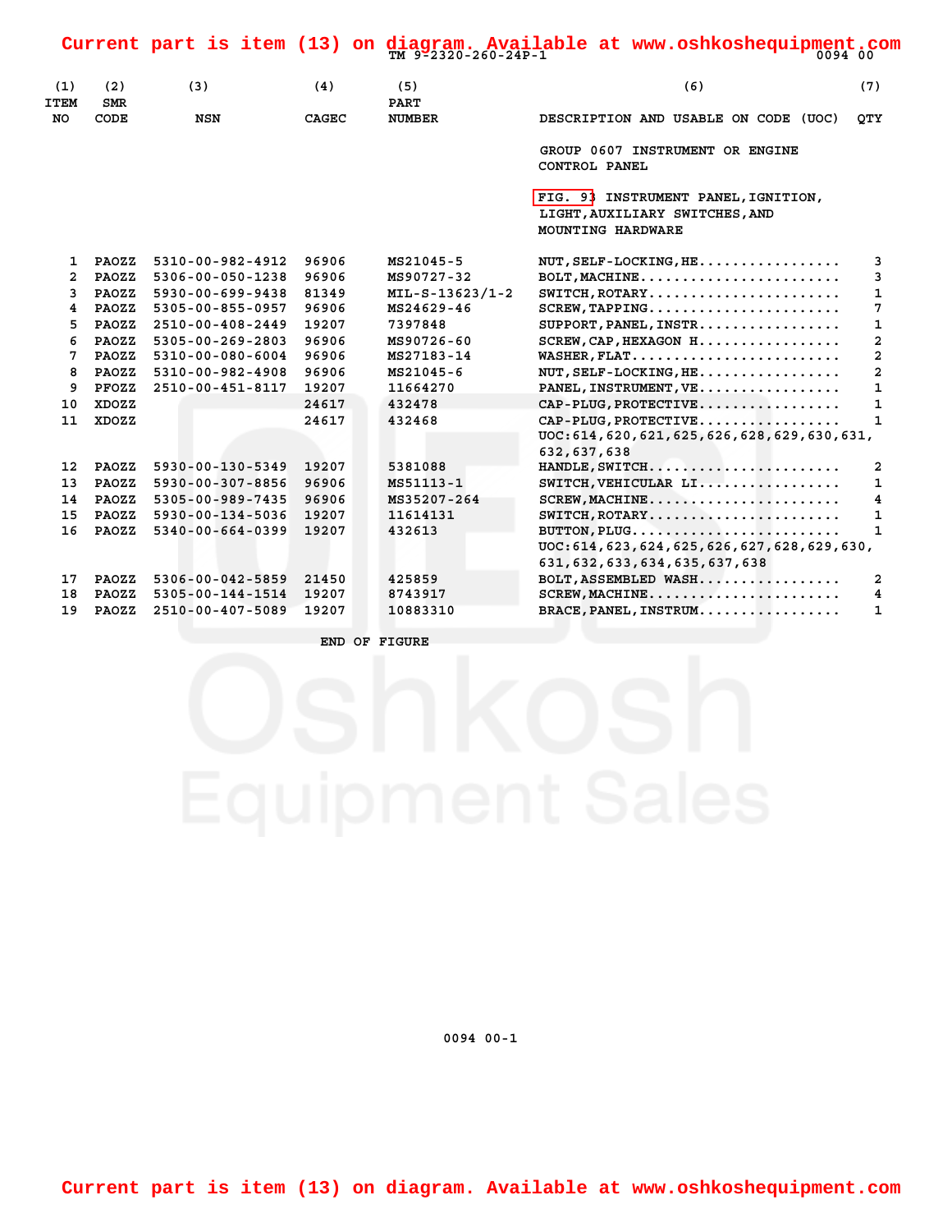Current part is item (13) on diagram. Available at www.oshkoshequipment.com

| (1) ITEM NO | (2) SMR CODE | (3) NSN | (4) CAGEC | (5) PART NUMBER | (6) DESCRIPTION AND USABLE ON CODE (UOC) | (7) QTY |
|---|---|---|---|---|---|---|
| | | | | | GROUP 0607 INSTRUMENT OR ENGINE CONTROL PANEL | |
| | | | | | FIG. 93 INSTRUMENT PANEL,IGNITION, LIGHT,AUXILIARY SWITCHES,AND MOUNTING HARDWARE | |
| 1 | PAOZZ | 5310-00-982-4912 | 96906 | MS21045-5 | NUT,SELF-LOCKING,HE................. | 3 |
| 2 | PAOZZ | 5306-00-050-1238 | 96906 | MS90727-32 | BOLT,MACHINE........................ | 3 |
| 3 | PAOZZ | 5930-00-699-9438 | 81349 | MIL-S-13623/1-2 | SWITCH,ROTARY....................... | 1 |
| 4 | PAOZZ | 5305-00-855-0957 | 96906 | MS24629-46 | SCREW,TAPPING....................... | 7 |
| 5 | PAOZZ | 2510-00-408-2449 | 19207 | 7397848 | SUPPORT,PANEL,INSTR................. | 1 |
| 6 | PAOZZ | 5305-00-269-2803 | 96906 | MS90726-60 | SCREW,CAP,HEXAGON H................. | 2 |
| 7 | PAOZZ | 5310-00-080-6004 | 96906 | MS27183-14 | WASHER,FLAT......................... | 2 |
| 8 | PAOZZ | 5310-00-982-4908 | 96906 | MS21045-6 | NUT,SELF-LOCKING,HE................. | 2 |
| 9 | PFOZZ | 2510-00-451-8117 | 19207 | 11664270 | PANEL,INSTRUMENT,VE................. | 1 |
| 10 | XDOZZ | | 24617 | 432478 | CAP-PLUG,PROTECTIVE................. | 1 |
| 11 | XDOZZ | | 24617 | 432468 | CAP-PLUG,PROTECTIVE................. UOC:614,620,621,625,626,628,629,630,631, 632,637,638 | 1 |
| 12 | PAOZZ | 5930-00-130-5349 | 19207 | 5381088 | HANDLE,SWITCH....................... | 2 |
| 13 | PAOZZ | 5930-00-307-8856 | 96906 | MS51113-1 | SWITCH,VEHICULAR LI................. | 1 |
| 14 | PAOZZ | 5305-00-989-7435 | 96906 | MS35207-264 | SCREW,MACHINE....................... | 4 |
| 15 | PAOZZ | 5930-00-134-5036 | 19207 | 11614131 | SWITCH,ROTARY....................... | 1 |
| 16 | PAOZZ | 5340-00-664-0399 | 19207 | 432613 | BUTTON,PLUG......................... UOC:614,623,624,625,626,627,628,629,630, 631,632,633,634,635,637,638 | 1 |
| 17 | PAOZZ | 5306-00-042-5859 | 21450 | 425859 | BOLT,ASSEMBLED WASH................. | 2 |
| 18 | PAOZZ | 5305-00-144-1514 | 19207 | 8743917 | SCREW,MACHINE....................... | 4 |
| 19 | PAOZZ | 2510-00-407-5089 | 19207 | 10883310 | BRACE,PANEL,INSTRUM................. | 1 |

END OF FIGURE

Current part is item (13) on diagram. Available at www.oshkoshequipment.com